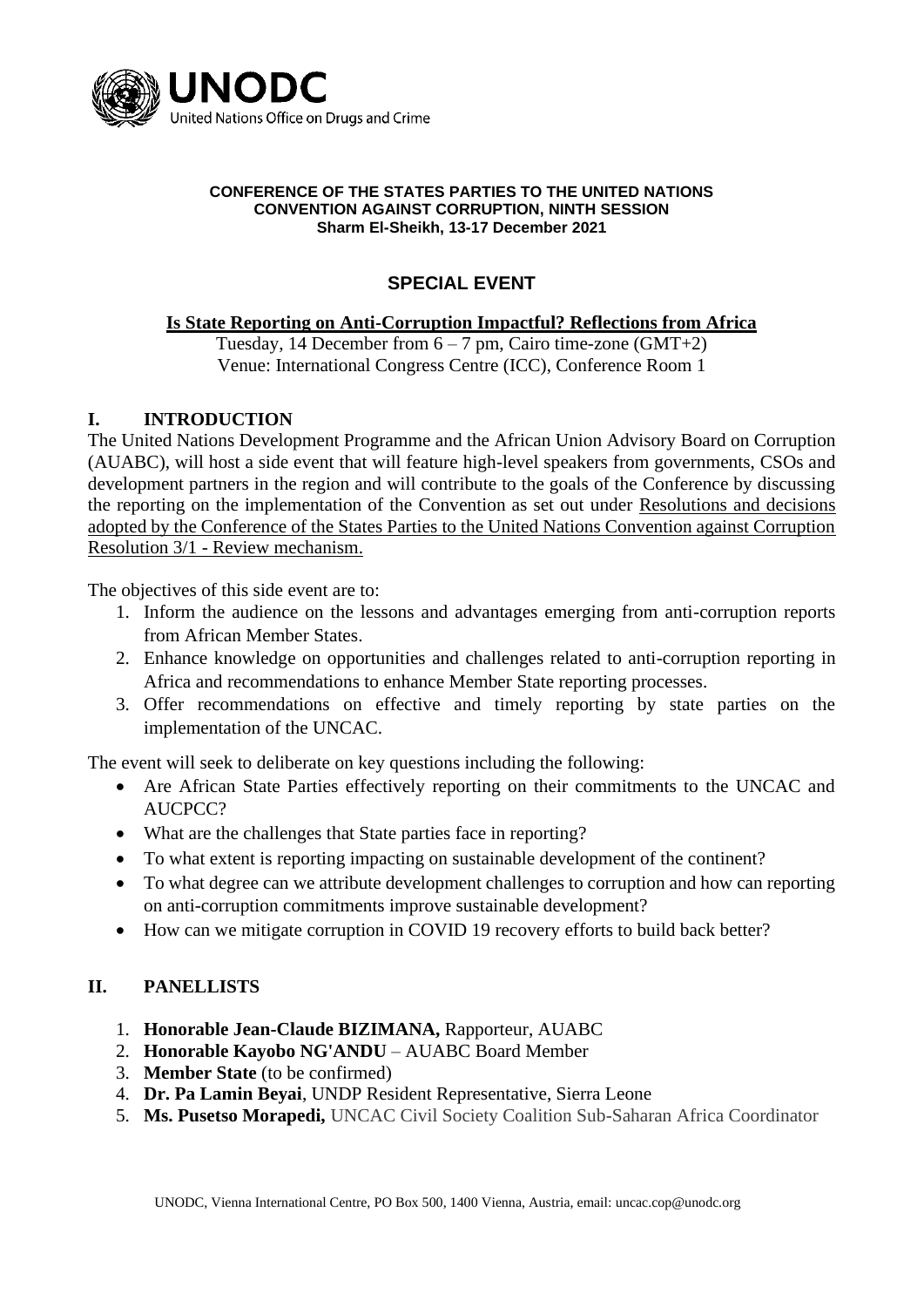**UNODC**
United Nations Office on Drugs and Crime

**CONFERENCE OF THE STATES PARTIES TO THE UNITED NATIONS CONVENTION AGAINST CORRUPTION, NINTH SESSION**
**Sharm El-Sheikh, 13-17 December 2021**

# SPECIAL EVENT

## Is State Reporting on Anti-Corruption Impactful? Reflections from Africa

Tuesday, 14 December from 6 – 7 pm, Cairo time-zone (GMT+2)
Venue: International Congress Centre (ICC), Conference Room 1

## I. INTRODUCTION

The United Nations Development Programme and the African Union Advisory Board on Corruption (AUABC), will host a side event that will feature high-level speakers from governments, CSOs and development partners in the region and will contribute to the goals of the Conference by discussing the reporting on the implementation of the Convention as set out under Resolutions and decisions adopted by the Conference of the States Parties to the United Nations Convention against Corruption Resolution 3/1 - Review mechanism.

The objectives of this side event are to:

1. Inform the audience on the lessons and advantages emerging from anti-corruption reports from African Member States.
2. Enhance knowledge on opportunities and challenges related to anti-corruption reporting in Africa and recommendations to enhance Member State reporting processes.
3. Offer recommendations on effective and timely reporting by state parties on the implementation of the UNCAC.

The event will seek to deliberate on key questions including the following:

- Are African State Parties effectively reporting on their commitments to the UNCAC and AUCPCC?
- What are the challenges that State parties face in reporting?
- To what extent is reporting impacting on sustainable development of the continent?
- To what degree can we attribute development challenges to corruption and how can reporting on anti-corruption commitments improve sustainable development?
- How can we mitigate corruption in COVID 19 recovery efforts to build back better?

## II. PANELLISTS

1. **Honorable Jean-Claude BIZIMANA,** Rapporteur, AUABC
2. **Honorable Kayobo NG'ANDU** – AUABC Board Member
3. **Member State** (to be confirmed)
4. **Dr. Pa Lamin Beyai**, UNDP Resident Representative, Sierra Leone
5. **Ms. Pusetso Morapedi,** UNCAC Civil Society Coalition Sub-Saharan Africa Coordinator

UNODC, Vienna International Centre, PO Box 500, 1400 Vienna, Austria, email: uncac.cop@unodc.org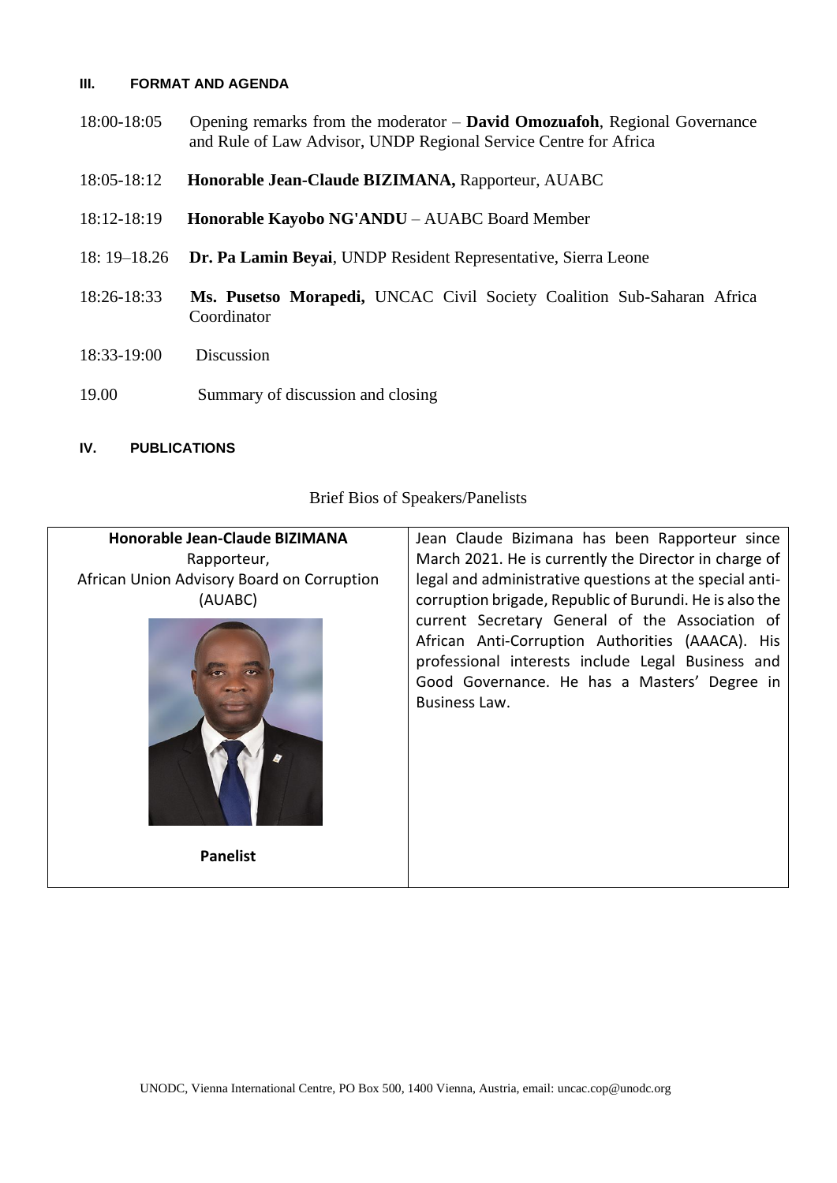### III. FORMAT AND AGENDA

| | |
|---|---|
| 18:00-18:05 | Opening remarks from the moderator – **David Omozuafoh**, Regional Governance and Rule of Law Advisor, UNDP Regional Service Centre for Africa |
| 18:05-18:12 | **Honorable Jean-Claude BIZIMANA,** Rapporteur, AUABC |
| 18:12-18:19 | **Honorable Kayobo NG'ANDU** – AUABC Board Member |
| 18: 19–18.26 | **Dr. Pa Lamin Beyai**, UNDP Resident Representative, Sierra Leone |
| 18:26-18:33 | **Ms. Pusetso Morapedi,** UNCAC Civil Society Coalition Sub-Saharan Africa Coordinator |
| 18:33-19:00 | Discussion |
| 19.00 | Summary of discussion and closing |

### IV. PUBLICATIONS

Brief Bios of Speakers/Panelists

| | |
|---|---|
| **Honorable Jean-Claude BIZIMANA**<br>Rapporteur,<br>African Union Advisory Board on Corruption (AUABC)<br><br>**Panelist** | Jean Claude Bizimana has been Rapporteur since March 2021. He is currently the Director in charge of legal and administrative questions at the special anti-corruption brigade, Republic of Burundi. He is also the current Secretary General of the Association of African Anti-Corruption Authorities (AAACA). His professional interests include Legal Business and Good Governance. He has a Masters' Degree in Business Law. |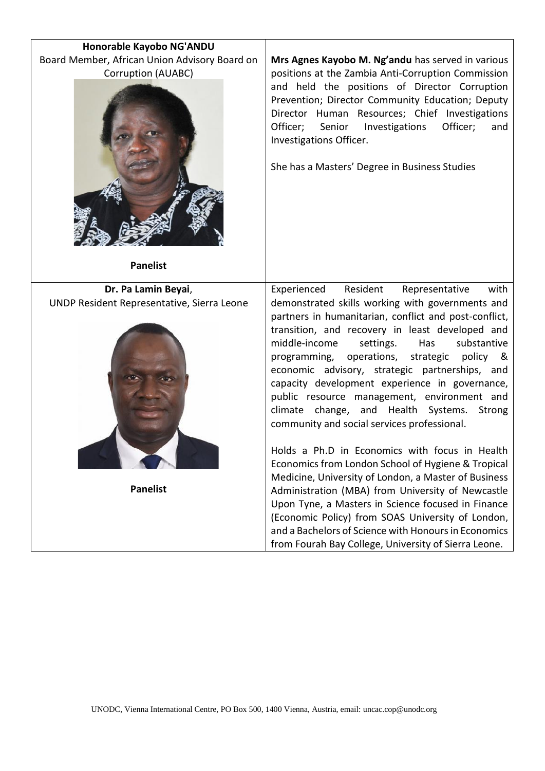| **Honorable Kayobo NG'ANDU**<br>Board Member, African Union Advisory Board on Corruption (AUABC)<br><br>**Panelist** | **Mrs Agnes Kayobo M. Ng'andu** has served in various positions at the Zambia Anti-Corruption Commission and held the positions of Director Corruption Prevention; Director Community Education; Deputy Director Human Resources; Chief Investigations Officer; Senior Investigations Officer; and Investigations Officer.<br><br>She has a Masters' Degree in Business Studies |
|---|---|
| **Dr. Pa Lamin Beyai**,<br>UNDP Resident Representative, Sierra Leone<br><br>**Panelist** | Experienced Resident Representative with demonstrated skills working with governments and partners in humanitarian, conflict and post-conflict, transition, and recovery in least developed and middle-income settings. Has substantive programming, operations, strategic policy & economic advisory, strategic partnerships, and capacity development experience in governance, public resource management, environment and climate change, and Health Systems. Strong community and social services professional.<br><br>Holds a Ph.D in Economics with focus in Health Economics from London School of Hygiene & Tropical Medicine, University of London, a Master of Business Administration (MBA) from University of Newcastle Upon Tyne, a Masters in Science focused in Finance (Economic Policy) from SOAS University of London, and a Bachelors of Science with Honours in Economics from Fourah Bay College, University of Sierra Leone. |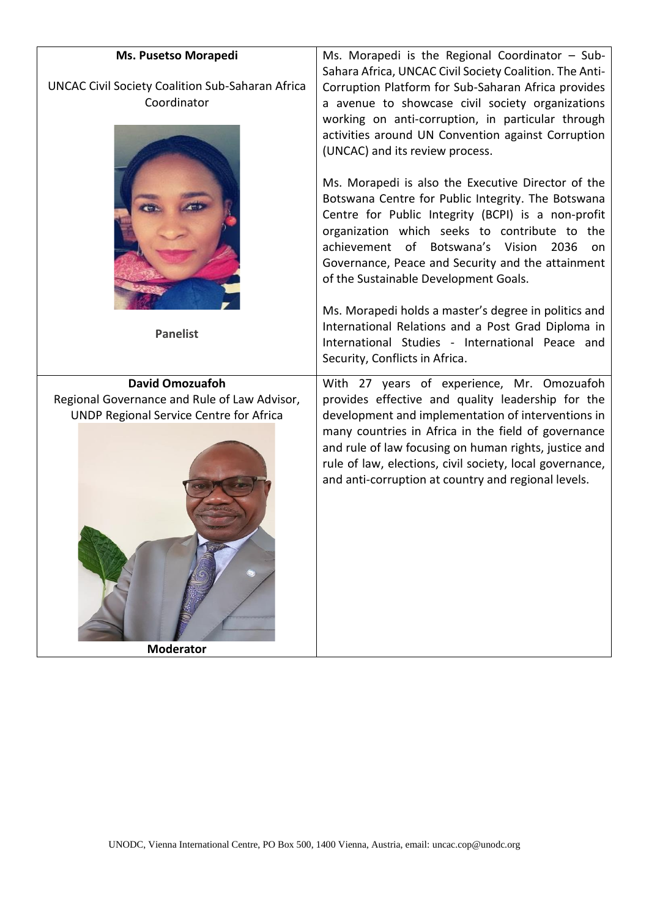| | |
|---|---|
| **Ms. Pusetso Morapedi**<br><br>UNCAC Civil Society Coalition Sub-Saharan Africa Coordinator<br><br>**Panelist** | Ms. Morapedi is the Regional Coordinator – Sub-Sahara Africa, UNCAC Civil Society Coalition. The Anti-Corruption Platform for Sub-Saharan Africa provides a avenue to showcase civil society organizations working on anti-corruption, in particular through activities around UN Convention against Corruption (UNCAC) and its review process.<br><br>Ms. Morapedi is also the Executive Director of the Botswana Centre for Public Integrity. The Botswana Centre for Public Integrity (BCPI) is a non-profit organization which seeks to contribute to the achievement of Botswana's Vision 2036 on Governance, Peace and Security and the attainment of the Sustainable Development Goals.<br><br>Ms. Morapedi holds a master's degree in politics and International Relations and a Post Grad Diploma in International Studies - International Peace and Security, Conflicts in Africa. |
| **David Omozuafoh**<br>Regional Governance and Rule of Law Advisor, UNDP Regional Service Centre for Africa<br><br>**Moderator** | With 27 years of experience, Mr. Omozuafoh provides effective and quality leadership for the development and implementation of interventions in many countries in Africa in the field of governance and rule of law focusing on human rights, justice and rule of law, elections, civil society, local governance, and anti-corruption at country and regional levels. |

UNODC, Vienna International Centre, PO Box 500, 1400 Vienna, Austria, email: uncac.cop@unodc.org